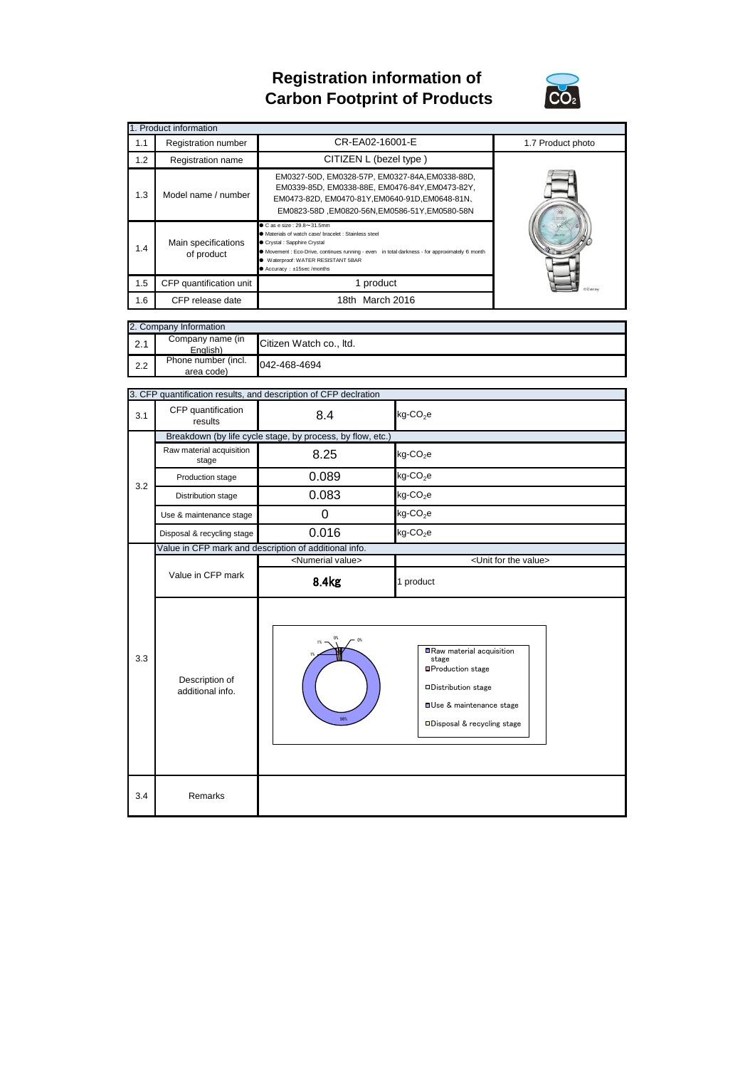# Registration information of Carbon Footprint of Products

| 1. Product information | | | |
|---|---|---|---|
| 1.1 | Registration number | CR-EA02-16001-E | 1.7 Product photo |
| 1.2 | Registration name | CITIZEN L (bezel type ) | |
| 1.3 | Model name / number | EM0327-50D, EM0328-57P, EM0327-84A,EM0338-88D, EM0339-85D, EM0338-88E, EM0476-84Y,EM0473-82Y, EM0473-82D, EM0470-81Y,EM0640-91D,EM0648-81N、EM0823-58D ,EM0820-56N,EM0586-51Y,EM0580-58N | |
| 1.4 | Main specifications of product | ● Case size : 29.8～31.5mm<br>● Materials of watch case/ bracelet : Stainless steel<br>● Crystal : Sapphire Crystal<br>● Movement : Eco-Drive, continues running - even in total darkness - for approximately 6 month<br>● Waterproof :WATER RESISTANT 5BAR<br>● Accuracy : ±15sec /months | |
| 1.5 | CFP quantification unit | 1 product | |
| 1.6 | CFP release date | 18th March 2016 | |

| 2. Company Information | | |
|---|---|---|
| 2.1 | Company name (in English) | Citizen Watch co., ltd. |
| 2.2 | Phone number (incl. area code) | 042-468-4694 |

| 3. CFP quantification results, and description of CFP declration | | | |
|---|---|---|---|
| 3.1 | CFP quantification results | 8.4 | kg-$CO_2$e |
| 3.2 | Breakdown (by life cycle stage, by process, by flow, etc.) | | |
| | Raw material acquisition stage | 8.25 | kg-$CO_2$e |
| | Production stage | 0.089 | kg-$CO_2$e |
| | Distribution stage | 0.083 | kg-$CO_2$e |
| | Use & maintenance stage | 0 | kg-$CO_2$e |
| | Disposal & recycling stage | 0.016 | kg-$CO_2$e |
| 3.3 | Value in CFP mark and description of additional info. | | |
| | | <Numerial value> | <Unit for the value> |
| | Value in CFP mark | 8.4kg | 1 product |
| | Description of additional info. | Raw material acquisition stage 98%; Production stage 1%; Distribution stage 1%; Use & maintenance stage 0%; Disposal & recycling stage 0% | |
| 3.4 | Remarks | | |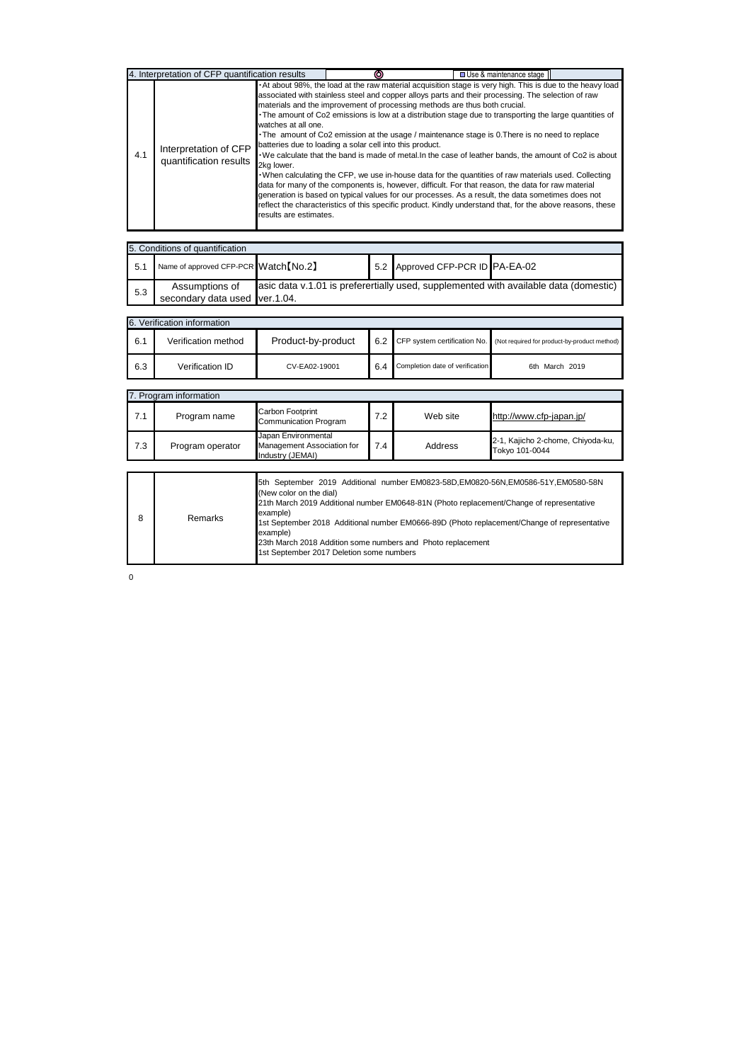| 4. Interpretation of CFP quantification results | | ◎ | ■ Use & maintenance stage |
|---|---|---|---|
| 4.1 | Interpretation of CFP quantification results | ・At about 98%, the load at the raw material acquisition stage is very high. This is due to the heavy load associated with stainless steel and copper alloys parts and their processing. The selection of raw materials and the improvement of processing methods are thus both crucial.<br>・The amount of $CO_2$ emissions is low at a distribution stage due to transporting the large quantities of watches at all one.<br>・The amount of $CO_2$ emission at the usage / maintenance stage is 0.There is no need to replace batteries due to loading a solar cell into this product.<br>・We calculate that the band is made of metal.In the case of leather bands, the amount of $CO_2$ is about 2kg lower.<br>・When calculating the CFP, we use in-house data for the quantities of raw materials used. Collecting data for many of the components is, however, difficult. For that reason, the data for raw material generation is based on typical values for our processes. As a result, the data sometimes does not reflect the characteristics of this specific product. Kindly understand that, for the above reasons, these results are estimates. | |

| 5. Conditions of quantification | | | | | |
|---|---|---|---|---|---|
| 5.1 | Name of approved CFP-PCR | Watch【No.2】 | 5.2 | Approved CFP-PCR ID | PA-EA-02 |
| 5.3 | Assumptions of secondary data used | asic data v.1.01 is preferertially used, supplemented with available data (domestic) ver.1.04. | | | |

| 6. Verification information | | | | | |
|---|---|---|---|---|---|
| 6.1 | Verification method | Product-by-product | 6.2 | CFP system certification No. | (Not required for product-by-product method) |
| 6.3 | Verification ID | CV-EA02-19001 | 6.4 | Completion date of verification | 6th March 2019 |

| 7. Program information | | | | | |
|---|---|---|---|---|---|
| 7.1 | Program name | Carbon Footprint Communication Program | 7.2 | Web site | http://www.cfp-japan.jp/ |
| 7.3 | Program operator | Japan Environmental Management Association for Industry (JEMAI) | 7.4 | Address | 2-1, Kajicho 2-chome, Chiyoda-ku, Tokyo 101-0044 |

| | | |
|---|---|---|
| 8 | Remarks | 5th September 2019 Additional number EM0823-58D,EM0820-56N,EM0586-51Y,EM0580-58N (New color on the dial)<br>21th March 2019 Additional number EM0648-81N (Photo replacement/Change of representative example)<br>1st September 2018 Additional number EM0666-89D (Photo replacement/Change of representative example)<br>23th March 2018 Addition some numbers and Photo replacement<br>1st September 2017 Deletion some numbers |

0